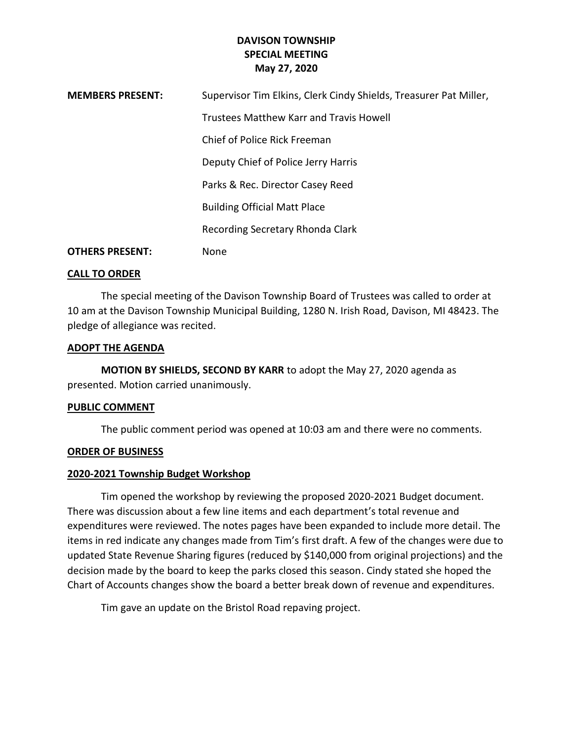# DAVISON TOWNSHIP
## SPECIAL MEETING
### May 27, 2020

| | |
|---|---|
| **MEMBERS PRESENT:** | Supervisor Tim Elkins, Clerk Cindy Shields, Treasurer Pat Miller, |
| | Trustees Matthew Karr and Travis Howell |
| | Chief of Police Rick Freeman |
| | Deputy Chief of Police Jerry Harris |
| | Parks & Rec. Director Casey Reed |
| | Building Official Matt Place |
| | Recording Secretary Rhonda Clark |
| **OTHERS PRESENT:** | None |

**CALL TO ORDER**

The special meeting of the Davison Township Board of Trustees was called to order at 10 am at the Davison Township Municipal Building, 1280 N. Irish Road, Davison, MI 48423. The pledge of allegiance was recited.

**ADOPT THE AGENDA**

**MOTION BY SHIELDS, SECOND BY KARR** to adopt the May 27, 2020 agenda as presented. Motion carried unanimously.

**PUBLIC COMMENT**

The public comment period was opened at 10:03 am and there were no comments.

**ORDER OF BUSINESS**

**2020-2021 Township Budget Workshop**

Tim opened the workshop by reviewing the proposed 2020-2021 Budget document. There was discussion about a few line items and each department's total revenue and expenditures were reviewed. The notes pages have been expanded to include more detail. The items in red indicate any changes made from Tim's first draft. A few of the changes were due to updated State Revenue Sharing figures (reduced by $140,000 from original projections) and the decision made by the board to keep the parks closed this season. Cindy stated she hoped the Chart of Accounts changes show the board a better break down of revenue and expenditures.

Tim gave an update on the Bristol Road repaving project.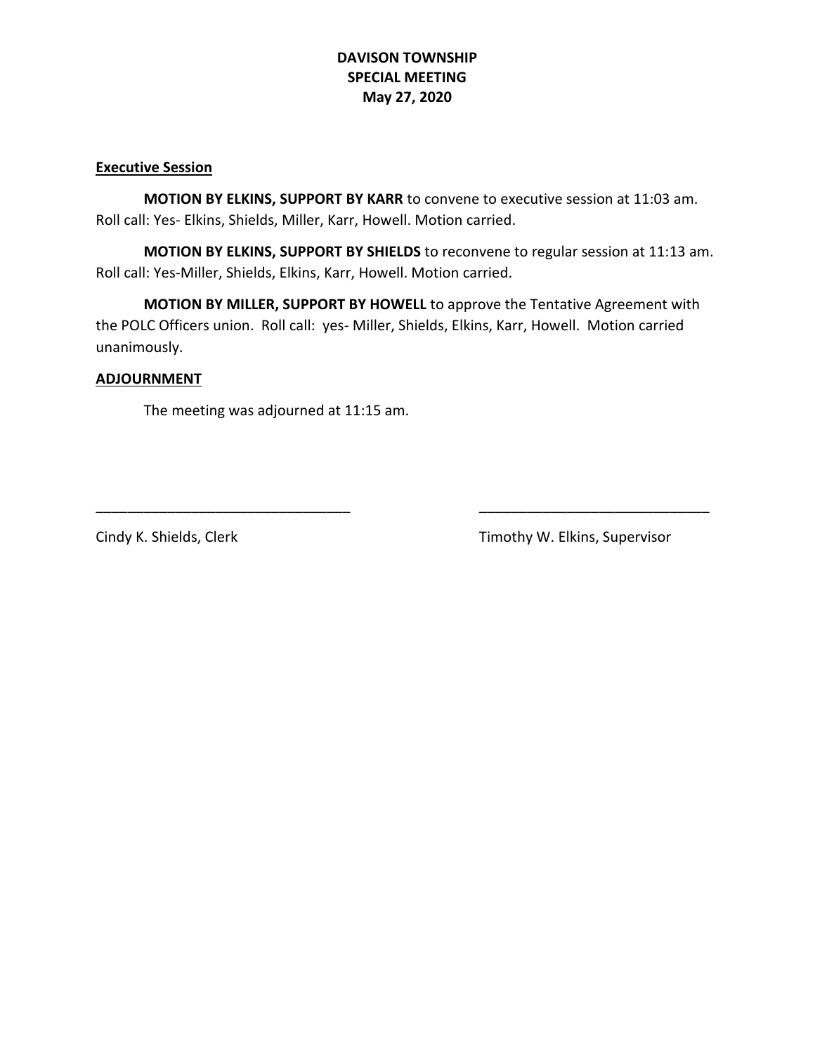**DAVISON TOWNSHIP**
**SPECIAL MEETING**
**May 27, 2020**

**Executive Session**

**MOTION BY ELKINS, SUPPORT BY KARR** to convene to executive session at 11:03 am. Roll call: Yes- Elkins, Shields, Miller, Karr, Howell. Motion carried.

**MOTION BY ELKINS, SUPPORT BY SHIELDS** to reconvene to regular session at 11:13 am. Roll call: Yes-Miller, Shields, Elkins, Karr, Howell. Motion carried.

**MOTION BY MILLER, SUPPORT BY HOWELL** to approve the Tentative Agreement with the POLC Officers union. Roll call: yes- Miller, Shields, Elkins, Karr, Howell. Motion carried unanimously.

**ADJOURNMENT**

The meeting was adjourned at 11:15 am.

_________________________________

Cindy K. Shields, Clerk

_________________________________

Timothy W. Elkins, Supervisor